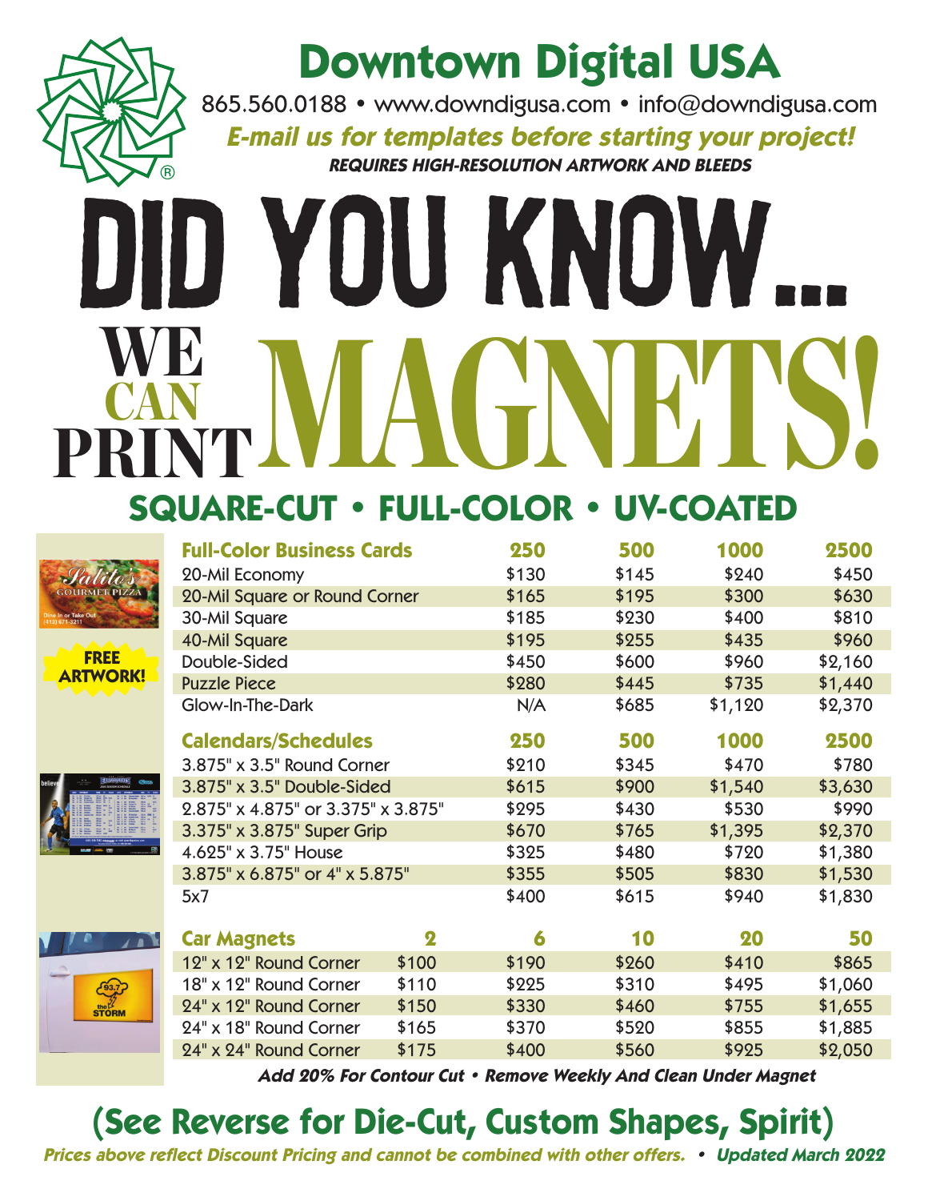# Downtown Digital USA

865.560.0188 • www.downdigusa.com • info@downdigusa.com

***E-mail us for templates before starting your project!***

***REQUIRES HIGH-RESOLUTION ARTWORK AND BLEEDS***

# DID YOU KNOW...

# WE CAN PRINT MAGNETS!

## SQUARE-CUT • FULL-COLOR • UV-COATED

**FREE ARTWORK!**

| Full-Color Business Cards | 250 | 500 | 1000 | 2500 |
|---|---|---|---|---|
| 20-Mil Economy | $130 | $145 | $240 | $450 |
| 20-Mil Square or Round Corner | $165 | $195 | $300 | $630 |
| 30-Mil Square | $185 | $230 | $400 | $810 |
| 40-Mil Square | $195 | $255 | $435 | $960 |
| Double-Sided | $450 | $600 | $960 | $2,160 |
| Puzzle Piece | $280 | $445 | $735 | $1,440 |
| Glow-In-The-Dark | N/A | $685 | $1,120 | $2,370 |

| Calendars/Schedules | 250 | 500 | 1000 | 2500 |
|---|---|---|---|---|
| 3.875" x 3.5" Round Corner | $210 | $345 | $470 | $780 |
| 3.875" x 3.5" Double-Sided | $615 | $900 | $1,540 | $3,630 |
| 2.875" x 4.875" or 3.375" x 3.875" | $295 | $430 | $530 | $990 |
| 3.375" x 3.875" Super Grip | $670 | $765 | $1,395 | $2,370 |
| 4.625" x 3.75" House | $325 | $480 | $720 | $1,380 |
| 3.875" x 6.875" or 4" x 5.875" | $355 | $505 | $830 | $1,530 |
| 5x7 | $400 | $615 | $940 | $1,830 |

| Car Magnets | 2 | 6 | 10 | 20 | 50 |
|---|---|---|---|---|---|
| 12" x 12" Round Corner | $100 | $190 | $260 | $410 | $865 |
| 18" x 12" Round Corner | $110 | $225 | $310 | $495 | $1,060 |
| 24" x 12" Round Corner | $150 | $330 | $460 | $755 | $1,655 |
| 24" x 18" Round Corner | $165 | $370 | $520 | $855 | $1,885 |
| 24" x 24" Round Corner | $175 | $400 | $560 | $925 | $2,050 |

***Add 20% For Contour Cut • Remove Weekly And Clean Under Magnet***

## (See Reverse for Die-Cut, Custom Shapes, Spirit)

***Prices above reflect Discount Pricing and cannot be combined with other offers. • Updated March 2022***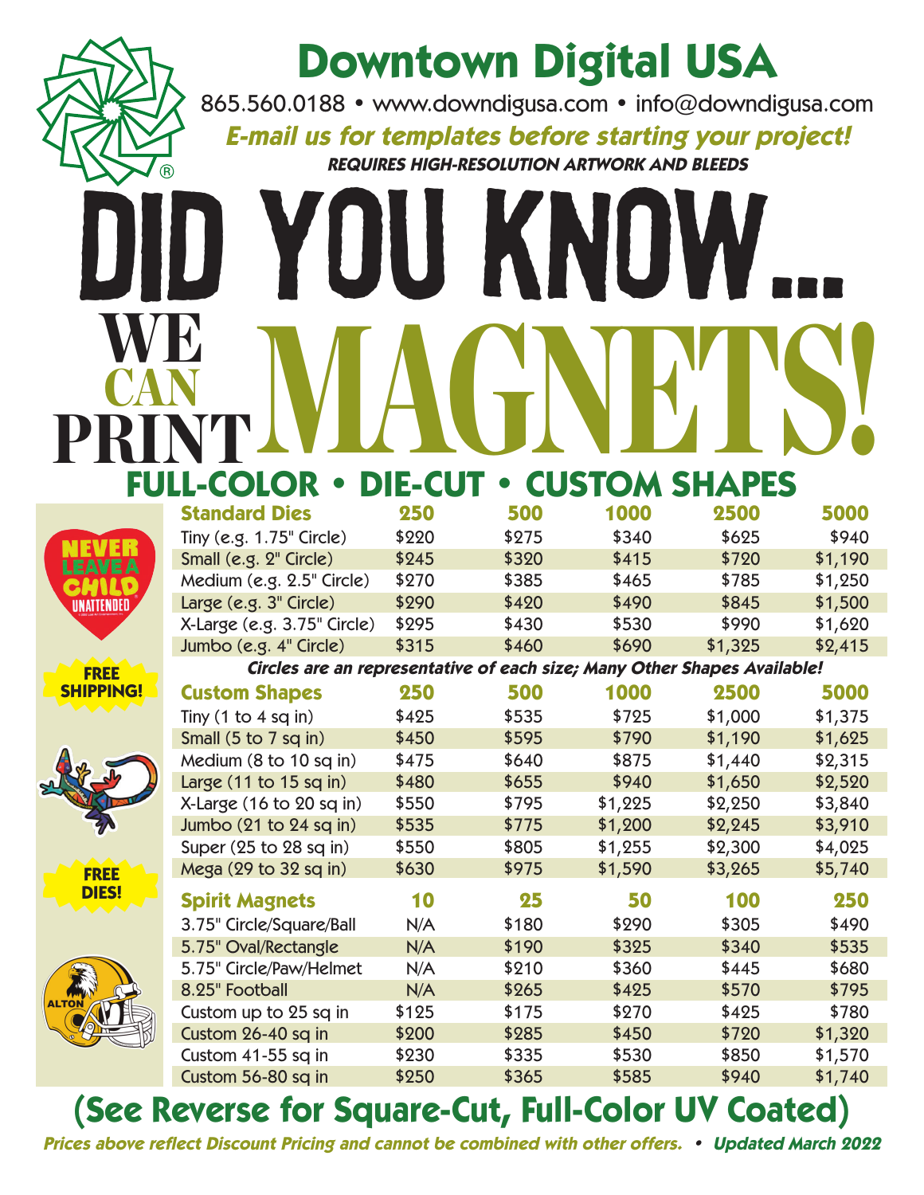# Downtown Digital USA

865.560.0188 • www.downdigusa.com • info@downdigusa.com

***E-mail us for templates before starting your project!***

***REQUIRES HIGH-RESOLUTION ARTWORK AND BLEEDS***

# DID YOU KNOW...

# WE CAN PRINT MAGNETS!

## FULL-COLOR • DIE-CUT • CUSTOM SHAPES

FREE SHIPPING!

FREE DIES!

| Standard Dies | 250 | 500 | 1000 | 2500 | 5000 |
|---|---|---|---|---|---|
| Tiny (e.g. 1.75" Circle) | $220 | $275 | $340 | $625 | $940 |
| Small (e.g. 2" Circle) | $245 | $320 | $415 | $720 | $1,190 |
| Medium (e.g. 2.5" Circle) | $270 | $385 | $465 | $785 | $1,250 |
| Large (e.g. 3" Circle) | $290 | $420 | $490 | $845 | $1,500 |
| X-Large (e.g. 3.75" Circle) | $295 | $430 | $530 | $990 | $1,620 |
| Jumbo (e.g. 4" Circle) | $315 | $460 | $690 | $1,325 | $2,415 |

***Circles are an representative of each size; Many Other Shapes Available!***

| Custom Shapes | 250 | 500 | 1000 | 2500 | 5000 |
|---|---|---|---|---|---|
| Tiny (1 to 4 sq in) | $425 | $535 | $725 | $1,000 | $1,375 |
| Small (5 to 7 sq in) | $450 | $595 | $790 | $1,190 | $1,625 |
| Medium (8 to 10 sq in) | $475 | $640 | $875 | $1,440 | $2,315 |
| Large (11 to 15 sq in) | $480 | $655 | $940 | $1,650 | $2,520 |
| X-Large (16 to 20 sq in) | $550 | $795 | $1,225 | $2,250 | $3,840 |
| Jumbo (21 to 24 sq in) | $535 | $775 | $1,200 | $2,245 | $3,910 |
| Super (25 to 28 sq in) | $550 | $805 | $1,255 | $2,300 | $4,025 |
| Mega (29 to 32 sq in) | $630 | $975 | $1,590 | $3,265 | $5,740 |

| Spirit Magnets | 10 | 25 | 50 | 100 | 250 |
|---|---|---|---|---|---|
| 3.75" Circle/Square/Ball | N/A | $180 | $290 | $305 | $490 |
| 5.75" Oval/Rectangle | N/A | $190 | $325 | $340 | $535 |
| 5.75" Circle/Paw/Helmet | N/A | $210 | $360 | $445 | $680 |
| 8.25" Football | N/A | $265 | $425 | $570 | $795 |
| Custom up to 25 sq in | $125 | $175 | $270 | $425 | $780 |
| Custom 26-40 sq in | $200 | $285 | $450 | $720 | $1,320 |
| Custom 41-55 sq in | $230 | $335 | $530 | $850 | $1,570 |
| Custom 56-80 sq in | $250 | $365 | $585 | $940 | $1,740 |

## (See Reverse for Square-Cut, Full-Color UV Coated)

***Prices above reflect Discount Pricing and cannot be combined with other offers. • Updated March 2022***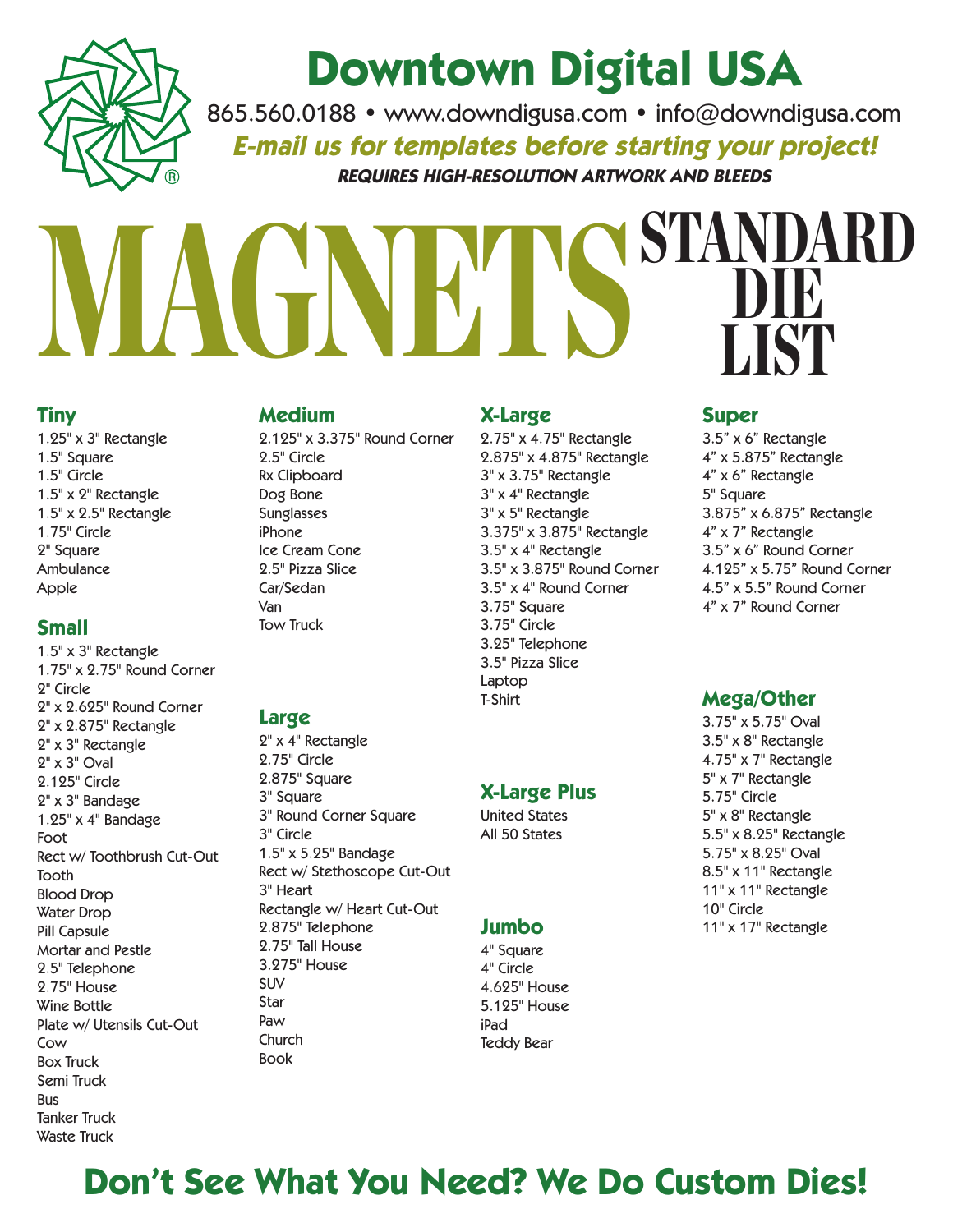# Downtown Digital USA

865.560.0188 • www.downdigusa.com • info@downdigusa.com

***E-mail us for templates before starting your project!***

***REQUIRES HIGH-RESOLUTION ARTWORK AND BLEEDS***

# MAGNETS STANDARD DIE LIST

## Tiny

- 1.25" x 3" Rectangle
- 1.5" Square
- 1.5" Circle
- 1.5" x 2" Rectangle
- 1.5" x 2.5" Rectangle
- 1.75" Circle
- 2" Square
- Ambulance
- Apple

## Small

- 1.5" x 3" Rectangle
- 1.75" x 2.75" Round Corner
- 2" Circle
- 2" x 2.625" Round Corner
- 2" x 2.875" Rectangle
- 2" x 3" Rectangle
- 2" x 3" Oval
- 2.125" Circle
- 2" x 3" Bandage
- 1.25" x 4" Bandage
- Foot
- Rect w/ Toothbrush Cut-Out
- Tooth
- Blood Drop
- Water Drop
- Pill Capsule
- Mortar and Pestle
- 2.5" Telephone
- 2.75" House
- Wine Bottle
- Plate w/ Utensils Cut-Out
- Cow
- Box Truck
- Semi Truck
- Bus
- Tanker Truck
- Waste Truck

## Medium

- 2.125" x 3.375" Round Corner
- 2.5" Circle
- Rx Clipboard
- Dog Bone
- Sunglasses
- iPhone
- Ice Cream Cone
- 2.5" Pizza Slice
- Car/Sedan
- Van
- Tow Truck

## Large

- 2" x 4" Rectangle
- 2.75" Circle
- 2.875" Square
- 3" Square
- 3" Round Corner Square
- 3" Circle
- 1.5" x 5.25" Bandage
- Rect w/ Stethoscope Cut-Out
- 3" Heart
- Rectangle w/ Heart Cut-Out
- 2.875" Telephone
- 2.75" Tall House
- 3.275" House
- SUV
- Star
- Paw
- Church
- Book

## X-Large

- 2.75" x 4.75" Rectangle
- 2.875" x 4.875" Rectangle
- 3" x 3.75" Rectangle
- 3" x 4" Rectangle
- 3" x 5" Rectangle
- 3.375" x 3.875" Rectangle
- 3.5" x 4" Rectangle
- 3.5" x 3.875" Round Corner
- 3.5" x 4" Round Corner
- 3.75" Square
- 3.75" Circle
- 3.25" Telephone
- 3.5" Pizza Slice
- Laptop
- T-Shirt

## X-Large Plus

- United States
- All 50 States

## Jumbo

- 4" Square
- 4" Circle
- 4.625" House
- 5.125" House
- iPad
- Teddy Bear

## Super

- 3.5" x 6" Rectangle
- 4" x 5.875" Rectangle
- 4" x 6" Rectangle
- 5" Square
- 3.875" x 6.875" Rectangle
- 4" x 7" Rectangle
- 3.5" x 6" Round Corner
- 4.125" x 5.75" Round Corner
- 4.5" x 5.5" Round Corner
- 4" x 7" Round Corner

## Mega/Other

- 3.75" x 5.75" Oval
- 3.5" x 8" Rectangle
- 4.75" x 7" Rectangle
- 5" x 7" Rectangle
- 5.75" Circle
- 5" x 8" Rectangle
- 5.5" x 8.25" Rectangle
- 5.75" x 8.25" Oval
- 8.5" x 11" Rectangle
- 11" x 11" Rectangle
- 10" Circle
- 11" x 17" Rectangle

## Don't See What You Need? We Do Custom Dies!